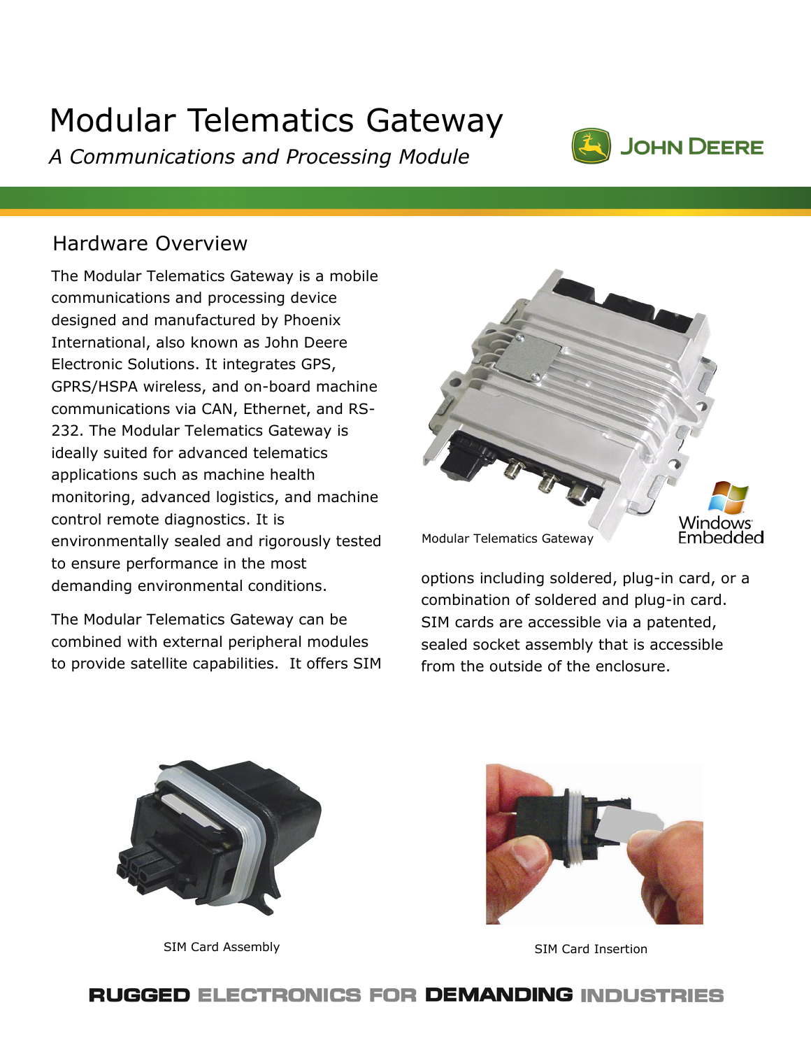# Modular Telematics Gateway

*A Communications and Processing Module*

## Hardware Overview

The Modular Telematics Gateway is a mobile communications and processing device designed and manufactured by Phoenix International, also known as John Deere Electronic Solutions. It integrates GPS, GPRS/HSPA wireless, and on-board machine communications via CAN, Ethernet, and RS-232. The Modular Telematics Gateway is ideally suited for advanced telematics applications such as machine health monitoring, advanced logistics, and machine control remote diagnostics. It is environmentally sealed and rigorously tested to ensure performance in the most demanding environmental conditions.

The Modular Telematics Gateway can be combined with external peripheral modules to provide satellite capabilities. It offers SIM options including soldered, plug-in card, or a combination of soldered and plug-in card. SIM cards are accessible via a patented, sealed socket assembly that is accessible from the outside of the enclosure.

Modular Telematics Gateway

SIM Card Assembly

SIM Card Insertion

**RUGGED ELECTRONICS FOR DEMANDING INDUSTRIES**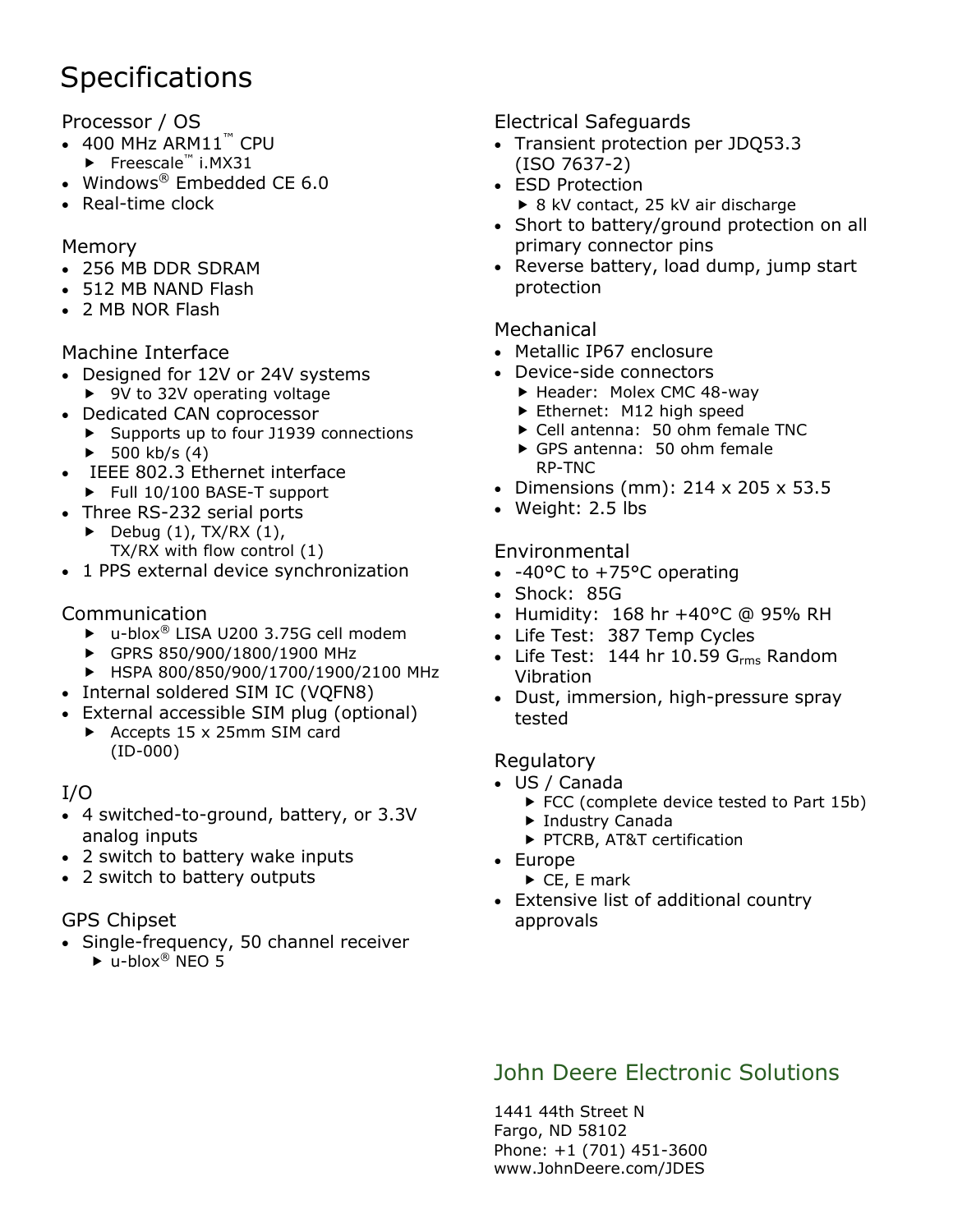# Specifications

## Processor / OS

- 400 MHz ARM11™ CPU
  - Freescale™ i.MX31
- Windows® Embedded CE 6.0
- Real-time clock

## Memory

- 256 MB DDR SDRAM
- 512 MB NAND Flash
- 2 MB NOR Flash

## Machine Interface

- Designed for 12V or 24V systems
  - 9V to 32V operating voltage
- Dedicated CAN coprocessor
  - Supports up to four J1939 connections
  - 500 kb/s (4)
- IEEE 802.3 Ethernet interface
  - Full 10/100 BASE-T support
- Three RS-232 serial ports
  - Debug (1), TX/RX (1), TX/RX with flow control (1)
- 1 PPS external device synchronization

## Communication

- u-blox® LISA U200 3.75G cell modem
- GPRS 850/900/1800/1900 MHz
- HSPA 800/850/900/1700/1900/2100 MHz
- Internal soldered SIM IC (VQFN8)
- External accessible SIM plug (optional)
  - Accepts 15 x 25mm SIM card (ID-000)

## I/O

- 4 switched-to-ground, battery, or 3.3V analog inputs
- 2 switch to battery wake inputs
- 2 switch to battery outputs

## GPS Chipset

- Single-frequency, 50 channel receiver
  - u-blox® NEO 5

## Electrical Safeguards

- Transient protection per JDQ53.3 (ISO 7637-2)
- ESD Protection
  - 8 kV contact, 25 kV air discharge
- Short to battery/ground protection on all primary connector pins
- Reverse battery, load dump, jump start protection

## Mechanical

- Metallic IP67 enclosure
- Device-side connectors
  - Header: Molex CMC 48-way
  - Ethernet: M12 high speed
  - Cell antenna: 50 ohm female TNC
  - GPS antenna: 50 ohm female RP-TNC
- Dimensions (mm): 214 x 205 x 53.5
- Weight: 2.5 lbs

## Environmental

- -40°C to +75°C operating
- Shock: 85G
- Humidity: 168 hr +40°C @ 95% RH
- Life Test: 387 Temp Cycles
- Life Test: 144 hr 10.59 $G_{rms}$ Random Vibration
- Dust, immersion, high-pressure spray tested

## Regulatory

- US / Canada
  - FCC (complete device tested to Part 15b)
  - Industry Canada
  - PTCRB, AT&T certification
- Europe
  - CE, E mark
- Extensive list of additional country approvals

## John Deere Electronic Solutions

1441 44th Street N
Fargo, ND 58102
Phone: +1 (701) 451-3600
www.JohnDeere.com/JDES